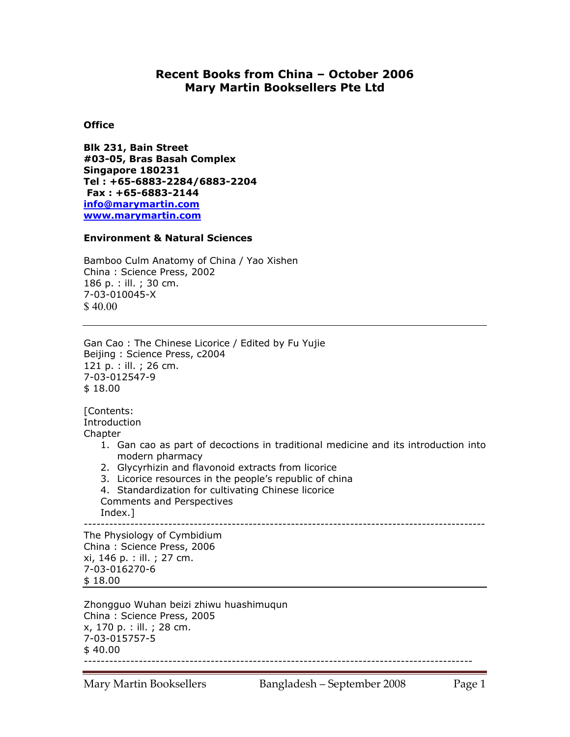# Recent Books from China – October 2006
# Mary Martin Booksellers Pte Ltd

**Office**

**Blk 231, Bain Street**
**#03-05, Bras Basah Complex**
**Singapore 180231**
**Tel : +65-6883-2284/6883-2204**
**Fax : +65-6883-2144**
**info@marymartin.com**
**www.marymartin.com**

**Environment & Natural Sciences**

Bamboo Culm Anatomy of China / Yao Xishen
China : Science Press, 2002
186 p. : ill. ; 30 cm.
7-03-010045-X
$ 40.00

---

Gan Cao : The Chinese Licorice / Edited by Fu Yujie
Beijing : Science Press, c2004
121 p. : ill. ; 26 cm.
7-03-012547-9
$ 18.00

[Contents:
Introduction
Chapter
1. Gan cao as part of decoctions in traditional medicine and its introduction into modern pharmacy
2. Glycyrhizin and flavonoid extracts from licorice
3. Licorice resources in the people's republic of china
4. Standardization for cultivating Chinese licorice

Comments and Perspectives
Index.]

---

The Physiology of Cymbidium
China : Science Press, 2006
xi, 146 p. : ill. ; 27 cm.
7-03-016270-6
$ 18.00

---

Zhongguo Wuhan beizi zhiwu huashimuqun
China : Science Press, 2005
x, 170 p. : ill. ; 28 cm.
7-03-015757-5
$ 40.00

---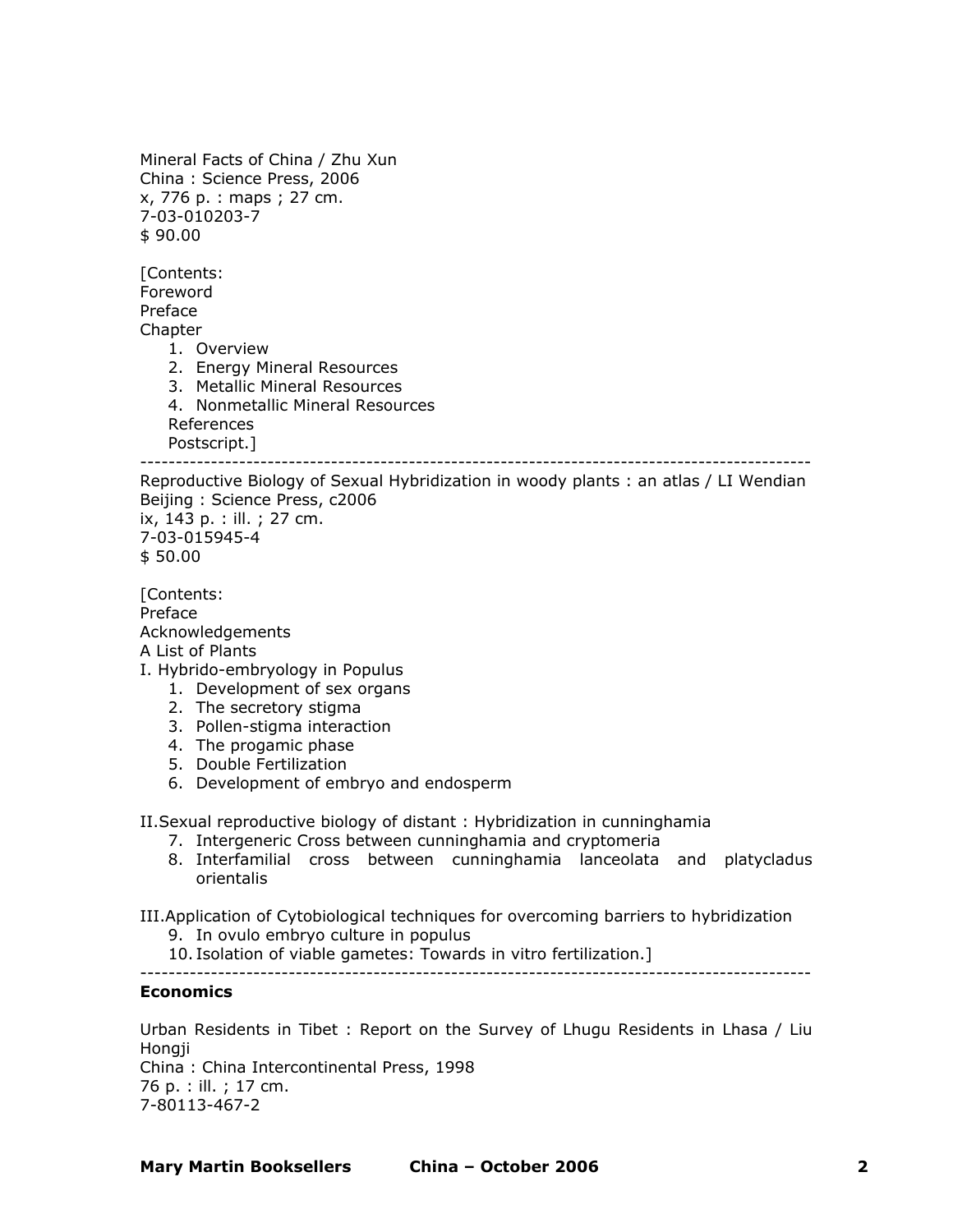Mineral Facts of China / Zhu Xun
China : Science Press, 2006
x, 776 p. : maps ; 27 cm.
7-03-010203-7
$ 90.00

[Contents:
Foreword
Preface
Chapter

1. Overview
2. Energy Mineral Resources
3. Metallic Mineral Resources
4. Nonmetallic Mineral Resources

References
Postscript.]

---

Reproductive Biology of Sexual Hybridization in woody plants : an atlas / LI Wendian
Beijing : Science Press, c2006
ix, 143 p. : ill. ; 27 cm.
7-03-015945-4
$ 50.00

[Contents:
Preface
Acknowledgements
A List of Plants
I. Hybrido-embryology in Populus

1. Development of sex organs
2. The secretory stigma
3. Pollen-stigma interaction
4. The progamic phase
5. Double Fertilization
6. Development of embryo and endosperm

II.Sexual reproductive biology of distant : Hybridization in cunninghamia

7. Intergeneric Cross between cunninghamia and cryptomeria
8. Interfamilial cross between cunninghamia lanceolata and platycladus orientalis

III.Application of Cytobiological techniques for overcoming barriers to hybridization

9. In ovulo embryo culture in populus
10. Isolation of viable gametes: Towards in vitro fertilization.]

---

**Economics**

Urban Residents in Tibet : Report on the Survey of Lhugu Residents in Lhasa / Liu Hongji
China : China Intercontinental Press, 1998
76 p. : ill. ; 17 cm.
7-80113-467-2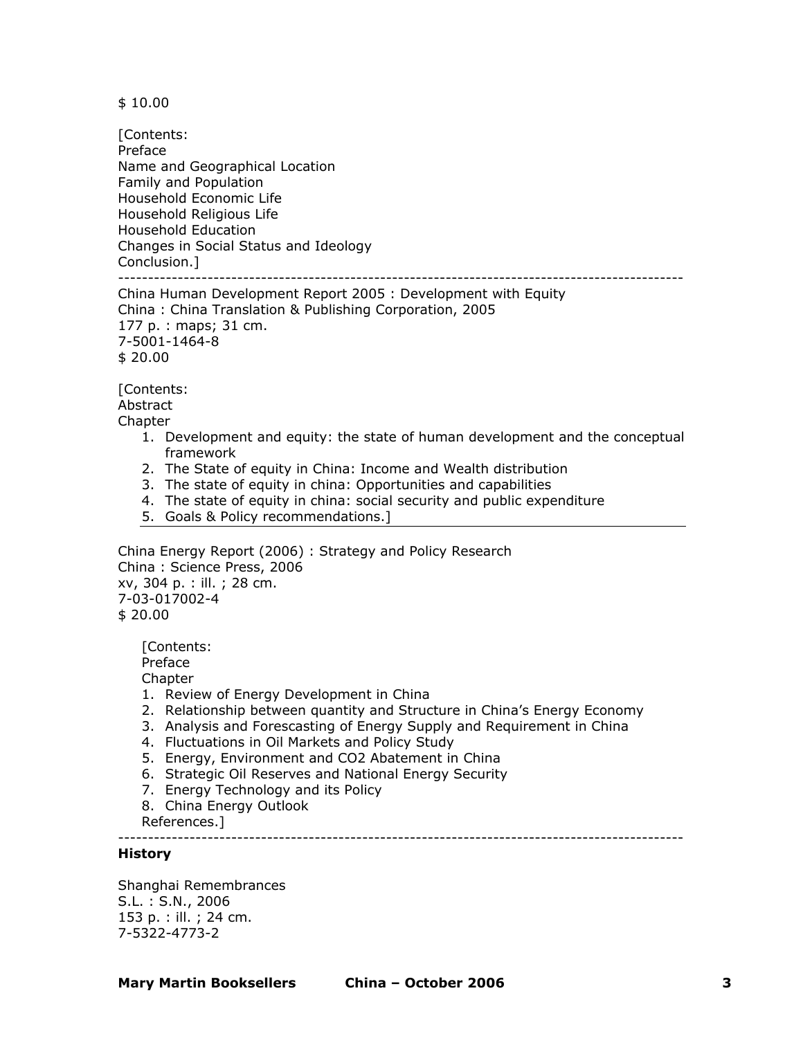$ 10.00

[Contents:
Preface
Name and Geographical Location
Family and Population
Household Economic Life
Household Religious Life
Household Education
Changes in Social Status and Ideology
Conclusion.]

---

China Human Development Report 2005 : Development with Equity
China : China Translation & Publishing Corporation, 2005
177 p. : maps; 31 cm.
7-5001-1464-8
$ 20.00

[Contents:
Abstract
Chapter

1. Development and equity: the state of human development and the conceptual framework
2. The State of equity in China: Income and Wealth distribution
3. The state of equity in china: Opportunities and capabilities
4. The state of equity in china: social security and public expenditure
5. Goals & Policy recommendations.]

---

China Energy Report (2006) : Strategy and Policy Research
China : Science Press, 2006
xv, 304 p. : ill. ; 28 cm.
7-03-017002-4
$ 20.00

[Contents:
Preface
Chapter

1. Review of Energy Development in China
2. Relationship between quantity and Structure in China's Energy Economy
3. Analysis and Forescasting of Energy Supply and Requirement in China
4. Fluctuations in Oil Markets and Policy Study
5. Energy, Environment and $CO_2$ Abatement in China
6. Strategic Oil Reserves and National Energy Security
7. Energy Technology and its Policy
8. China Energy Outlook

References.]

---

**History**

Shanghai Remembrances
S.L. : S.N., 2006
153 p. : ill. ; 24 cm.
7-5322-4773-2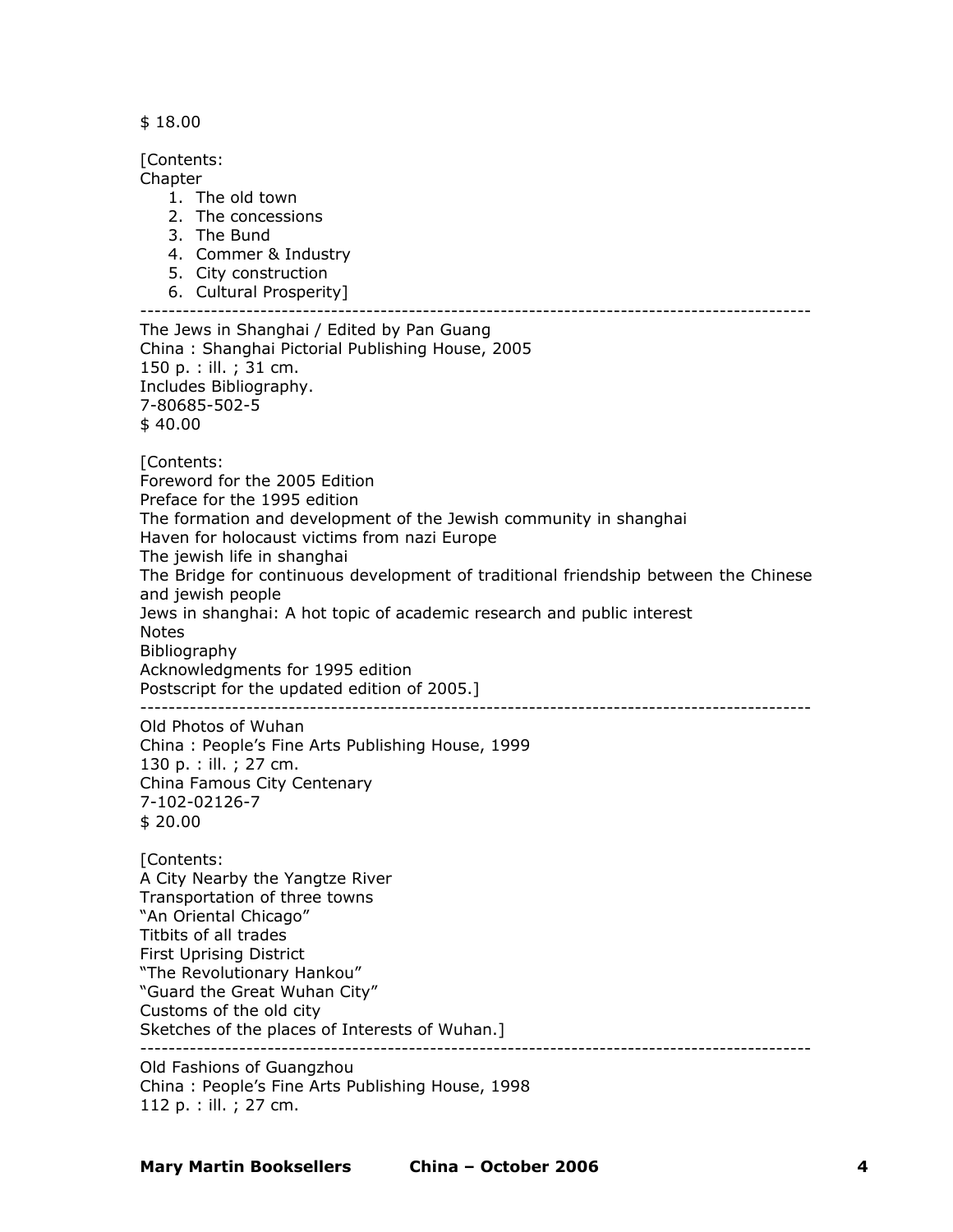$ 18.00

[Contents:
Chapter

1. The old town
2. The concessions
3. The Bund
4. Commer & Industry
5. City construction
6. Cultural Prosperity]

---

The Jews in Shanghai / Edited by Pan Guang
China : Shanghai Pictorial Publishing House, 2005
150 p. : ill. ; 31 cm.
Includes Bibliography.
7-80685-502-5
$ 40.00

[Contents:
Foreword for the 2005 Edition
Preface for the 1995 edition
The formation and development of the Jewish community in shanghai
Haven for holocaust victims from nazi Europe
The jewish life in shanghai
The Bridge for continuous development of traditional friendship between the Chinese and jewish people
Jews in shanghai: A hot topic of academic research and public interest
Notes
Bibliography
Acknowledgments for 1995 edition
Postscript for the updated edition of 2005.]

---

Old Photos of Wuhan
China : People's Fine Arts Publishing House, 1999
130 p. : ill. ; 27 cm.
China Famous City Centenary
7-102-02126-7
$ 20.00

[Contents:
A City Nearby the Yangtze River
Transportation of three towns
"An Oriental Chicago"
Titbits of all trades
First Uprising District
"The Revolutionary Hankou"
"Guard the Great Wuhan City"
Customs of the old city
Sketches of the places of Interests of Wuhan.]

---

Old Fashions of Guangzhou
China : People's Fine Arts Publishing House, 1998
112 p. : ill. ; 27 cm.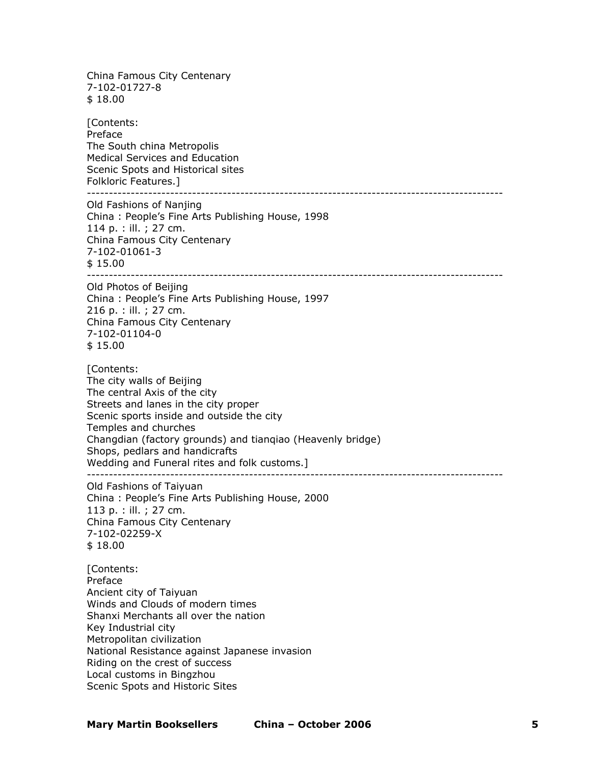China Famous City Centenary
7-102-01727-8
$ 18.00

[Contents:
Preface
The South china Metropolis
Medical Services and Education
Scenic Spots and Historical sites
Folkloric Features.]

---

Old Fashions of Nanjing
China : People's Fine Arts Publishing House, 1998
114 p. : ill. ; 27 cm.
China Famous City Centenary
7-102-01061-3
$ 15.00

---

Old Photos of Beijing
China : People's Fine Arts Publishing House, 1997
216 p. : ill. ; 27 cm.
China Famous City Centenary
7-102-01104-0
$ 15.00

[Contents:
The city walls of Beijing
The central Axis of the city
Streets and lanes in the city proper
Scenic sports inside and outside the city
Temples and churches
Changdian (factory grounds) and tianqiao (Heavenly bridge)
Shops, pedlars and handicrafts
Wedding and Funeral rites and folk customs.]

---

Old Fashions of Taiyuan
China : People's Fine Arts Publishing House, 2000
113 p. : ill. ; 27 cm.
China Famous City Centenary
7-102-02259-X
$ 18.00

[Contents:
Preface
Ancient city of Taiyuan
Winds and Clouds of modern times
Shanxi Merchants all over the nation
Key Industrial city
Metropolitan civilization
National Resistance against Japanese invasion
Riding on the crest of success
Local customs in Bingzhou
Scenic Spots and Historic Sites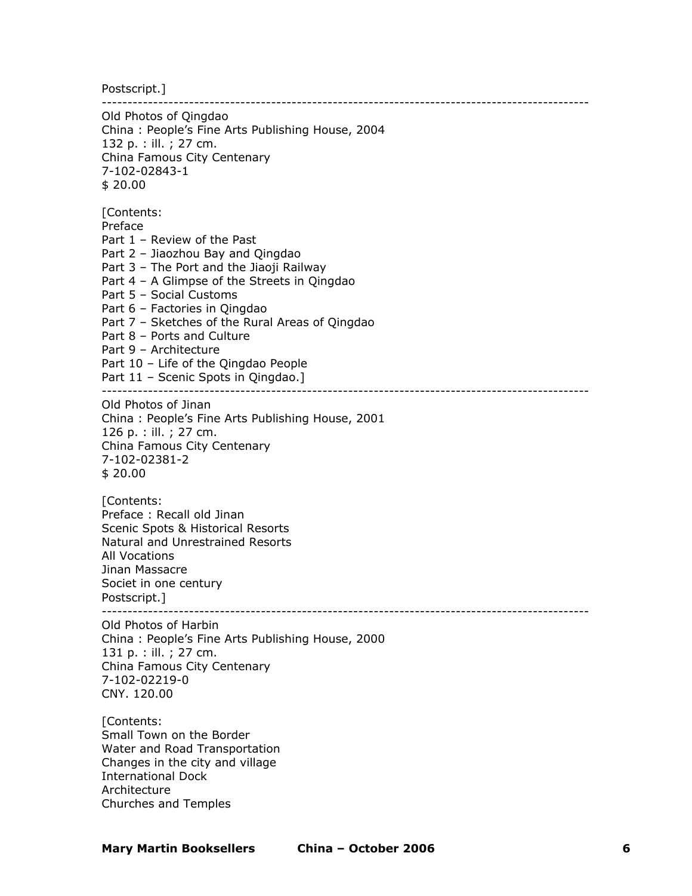Postscript.]

---

Old Photos of Qingdao
China : People's Fine Arts Publishing House, 2004
132 p. : ill. ; 27 cm.
China Famous City Centenary
7-102-02843-1
$ 20.00

[Contents:
Preface
Part 1 – Review of the Past
Part 2 – Jiaozhou Bay and Qingdao
Part 3 – The Port and the Jiaoji Railway
Part 4 – A Glimpse of the Streets in Qingdao
Part 5 – Social Customs
Part 6 – Factories in Qingdao
Part 7 – Sketches of the Rural Areas of Qingdao
Part 8 – Ports and Culture
Part 9 – Architecture
Part 10 – Life of the Qingdao People
Part 11 – Scenic Spots in Qingdao.]

---

Old Photos of Jinan
China : People's Fine Arts Publishing House, 2001
126 p. : ill. ; 27 cm.
China Famous City Centenary
7-102-02381-2
$ 20.00

[Contents:
Preface : Recall old Jinan
Scenic Spots & Historical Resorts
Natural and Unrestrained Resorts
All Vocations
Jinan Massacre
Societ in one century
Postscript.]

---

Old Photos of Harbin
China : People's Fine Arts Publishing House, 2000
131 p. : ill. ; 27 cm.
China Famous City Centenary
7-102-02219-0
CNY. 120.00

[Contents:
Small Town on the Border
Water and Road Transportation
Changes in the city and village
International Dock
Architecture
Churches and Temples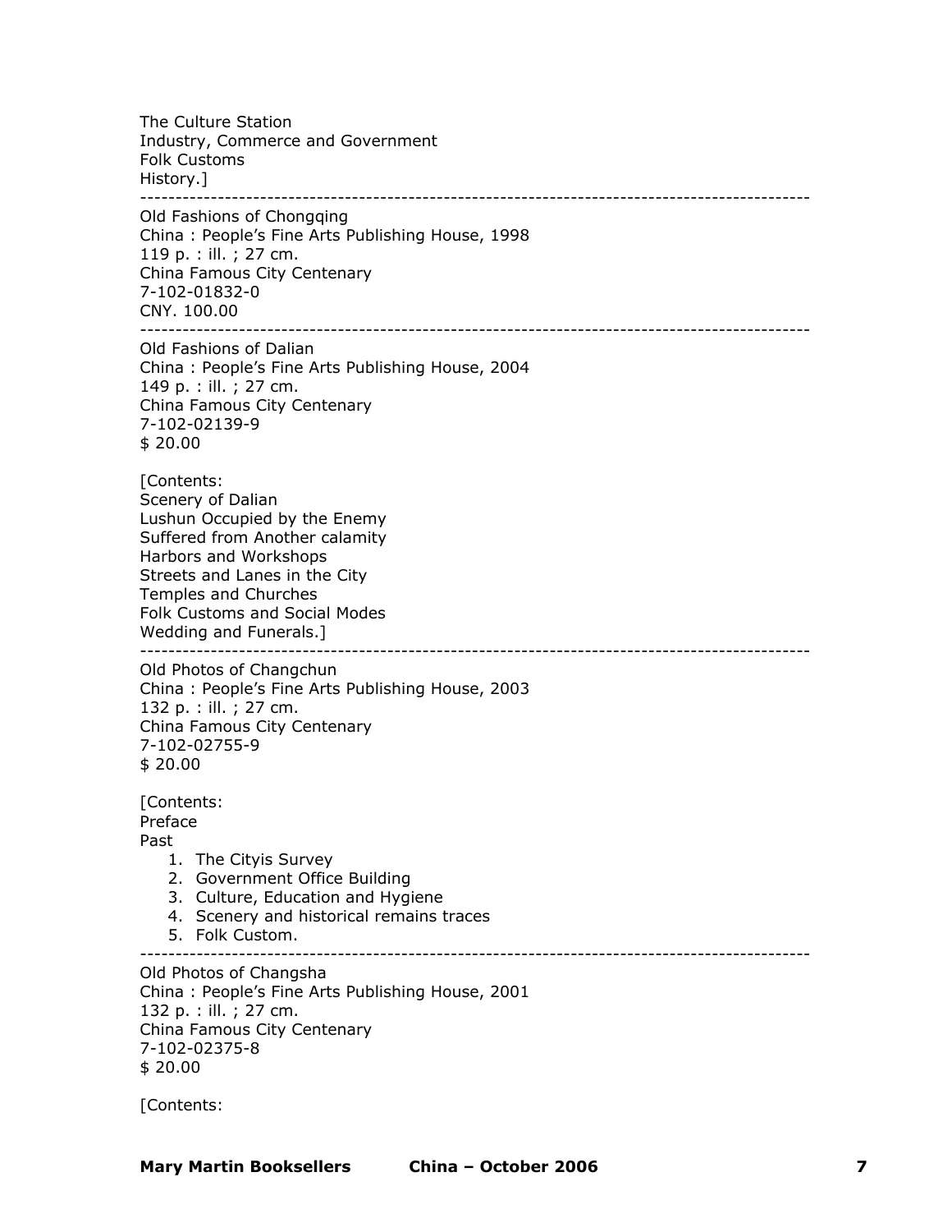The Culture Station
Industry, Commerce and Government
Folk Customs
History.]

---

Old Fashions of Chongqing
China : People's Fine Arts Publishing House, 1998
119 p. : ill. ; 27 cm.
China Famous City Centenary
7-102-01832-0
CNY. 100.00

---

Old Fashions of Dalian
China : People's Fine Arts Publishing House, 2004
149 p. : ill. ; 27 cm.
China Famous City Centenary
7-102-02139-9
$ 20.00

[Contents:
Scenery of Dalian
Lushun Occupied by the Enemy
Suffered from Another calamity
Harbors and Workshops
Streets and Lanes in the City
Temples and Churches
Folk Customs and Social Modes
Wedding and Funerals.]

---

Old Photos of Changchun
China : People's Fine Arts Publishing House, 2003
132 p. : ill. ; 27 cm.
China Famous City Centenary
7-102-02755-9
$ 20.00

[Contents:
Preface
Past

1. The Cityis Survey
2. Government Office Building
3. Culture, Education and Hygiene
4. Scenery and historical remains traces
5. Folk Custom.

---

Old Photos of Changsha
China : People's Fine Arts Publishing House, 2001
132 p. : ill. ; 27 cm.
China Famous City Centenary
7-102-02375-8
$ 20.00

[Contents: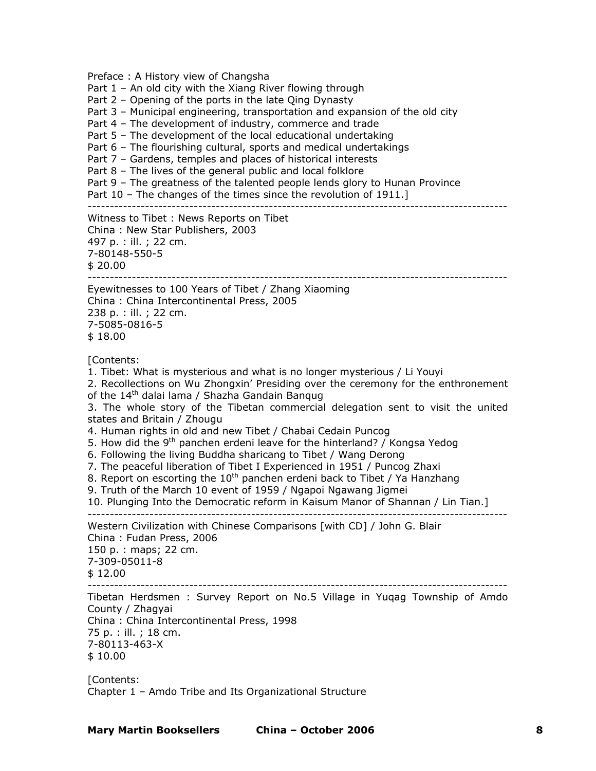Preface : A History view of Changsha
Part 1 – An old city with the Xiang River flowing through
Part 2 – Opening of the ports in the late Qing Dynasty
Part 3 – Municipal engineering, transportation and expansion of the old city
Part 4 – The development of industry, commerce and trade
Part 5 – The development of the local educational undertaking
Part 6 – The flourishing cultural, sports and medical undertakings
Part 7 – Gardens, temples and places of historical interests
Part 8 – The lives of the general public and local folklore
Part 9 – The greatness of the talented people lends glory to Hunan Province
Part 10 – The changes of the times since the revolution of 1911.]

---

Witness to Tibet : News Reports on Tibet
China : New Star Publishers, 2003
497 p. : ill. ; 22 cm.
7-80148-550-5
$ 20.00

---

Eyewitnesses to 100 Years of Tibet / Zhang Xiaoming
China : China Intercontinental Press, 2005
238 p. : ill. ; 22 cm.
7-5085-0816-5
$ 18.00

[Contents:
1. Tibet: What is mysterious and what is no longer mysterious / Li Youyi
2. Recollections on Wu Zhongxin' Presiding over the ceremony for the enthronement of the 14th dalai lama / Shazha Gandain Banqug
3. The whole story of the Tibetan commercial delegation sent to visit the united states and Britain / Zhougu
4. Human rights in old and new Tibet / Chabai Cedain Puncog
5. How did the 9th panchen erdeni leave for the hinterland? / Kongsa Yedog
6. Following the living Buddha sharicang to Tibet / Wang Derong
7. The peaceful liberation of Tibet I Experienced in 1951 / Puncog Zhaxi
8. Report on escorting the 10th panchen erdeni back to Tibet / Ya Hanzhang
9. Truth of the March 10 event of 1959 / Ngapoi Ngawang Jigmei
10. Plunging Into the Democratic reform in Kaisum Manor of Shannan / Lin Tian.]

---

Western Civilization with Chinese Comparisons [with CD] / John G. Blair
China : Fudan Press, 2006
150 p. : maps; 22 cm.
7-309-05011-8
$ 12.00

---

Tibetan Herdsmen : Survey Report on No.5 Village in Yuqag Township of Amdo County / Zhagyai
China : China Intercontinental Press, 1998
75 p. : ill. ; 18 cm.
7-80113-463-X
$ 10.00

[Contents:
Chapter 1 – Amdo Tribe and Its Organizational Structure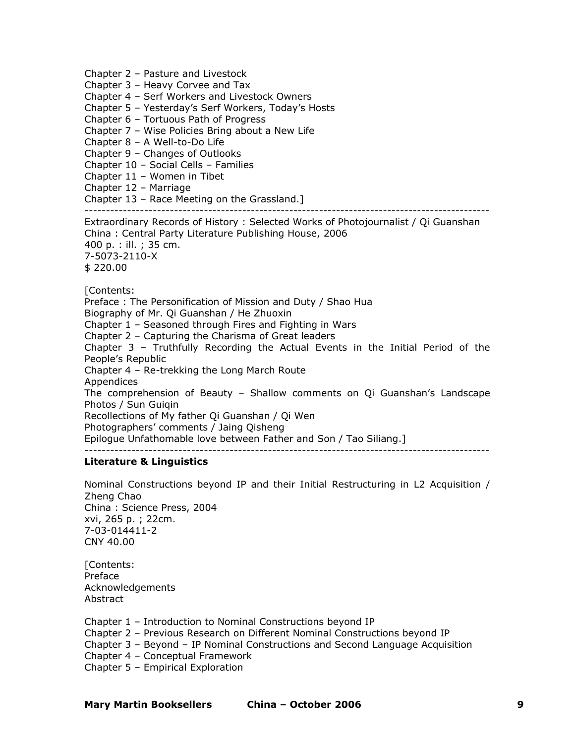Chapter 2 – Pasture and Livestock
Chapter 3 – Heavy Corvee and Tax
Chapter 4 – Serf Workers and Livestock Owners
Chapter 5 – Yesterday's Serf Workers, Today's Hosts
Chapter 6 – Tortuous Path of Progress
Chapter 7 – Wise Policies Bring about a New Life
Chapter 8 – A Well-to-Do Life
Chapter 9 – Changes of Outlooks
Chapter 10 – Social Cells – Families
Chapter 11 – Women in Tibet
Chapter 12 – Marriage
Chapter 13 – Race Meeting on the Grassland.]

---

Extraordinary Records of History : Selected Works of Photojournalist / Qi Guanshan
China : Central Party Literature Publishing House, 2006
400 p. : ill. ; 35 cm.
7-5073-2110-X
$ 220.00

[Contents:
Preface : The Personification of Mission and Duty / Shao Hua
Biography of Mr. Qi Guanshan / He Zhuoxin
Chapter 1 – Seasoned through Fires and Fighting in Wars
Chapter 2 – Capturing the Charisma of Great leaders
Chapter 3 – Truthfully Recording the Actual Events in the Initial Period of the People's Republic
Chapter 4 – Re-trekking the Long March Route
Appendices
The comprehension of Beauty – Shallow comments on Qi Guanshan's Landscape Photos / Sun Guiqin
Recollections of My father Qi Guanshan / Qi Wen
Photographers' comments / Jaing Qisheng
Epilogue Unfathomable love between Father and Son / Tao Siliang.]

---

**Literature & Linguistics**

Nominal Constructions beyond IP and their Initial Restructuring in L2 Acquisition / Zheng Chao
China : Science Press, 2004
xvi, 265 p. ; 22cm.
7-03-014411-2
CNY 40.00

[Contents:
Preface
Acknowledgements
Abstract

Chapter 1 – Introduction to Nominal Constructions beyond IP
Chapter 2 – Previous Research on Different Nominal Constructions beyond IP
Chapter 3 – Beyond – IP Nominal Constructions and Second Language Acquisition
Chapter 4 – Conceptual Framework
Chapter 5 – Empirical Exploration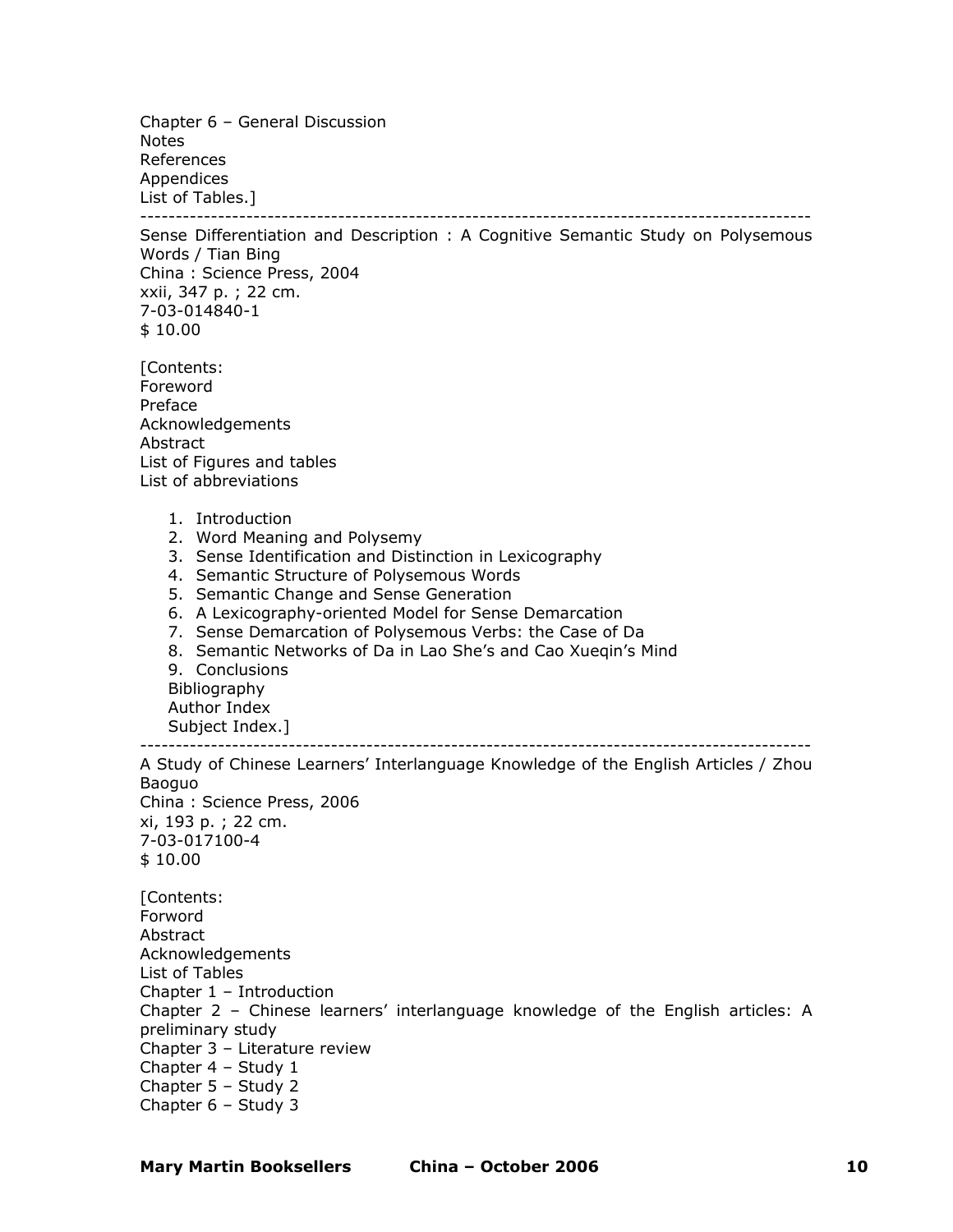Chapter 6 – General Discussion
Notes
References
Appendices
List of Tables.]

---

Sense Differentiation and Description : A Cognitive Semantic Study on Polysemous Words / Tian Bing
China : Science Press, 2004
xxii, 347 p. ; 22 cm.
7-03-014840-1
$ 10.00

[Contents:
Foreword
Preface
Acknowledgements
Abstract
List of Figures and tables
List of abbreviations

1. Introduction
2. Word Meaning and Polysemy
3. Sense Identification and Distinction in Lexicography
4. Semantic Structure of Polysemous Words
5. Semantic Change and Sense Generation
6. A Lexicography-oriented Model for Sense Demarcation
7. Sense Demarcation of Polysemous Verbs: the Case of Da
8. Semantic Networks of Da in Lao She's and Cao Xueqin's Mind
9. Conclusions

Bibliography
Author Index
Subject Index.]

---

A Study of Chinese Learners' Interlanguage Knowledge of the English Articles / Zhou Baoguo
China : Science Press, 2006
xi, 193 p. ; 22 cm.
7-03-017100-4
$ 10.00

[Contents:
Forword
Abstract
Acknowledgements
List of Tables
Chapter 1 – Introduction
Chapter 2 – Chinese learners' interlanguage knowledge of the English articles: A preliminary study
Chapter 3 – Literature review
Chapter 4 – Study 1
Chapter 5 – Study 2
Chapter 6 – Study 3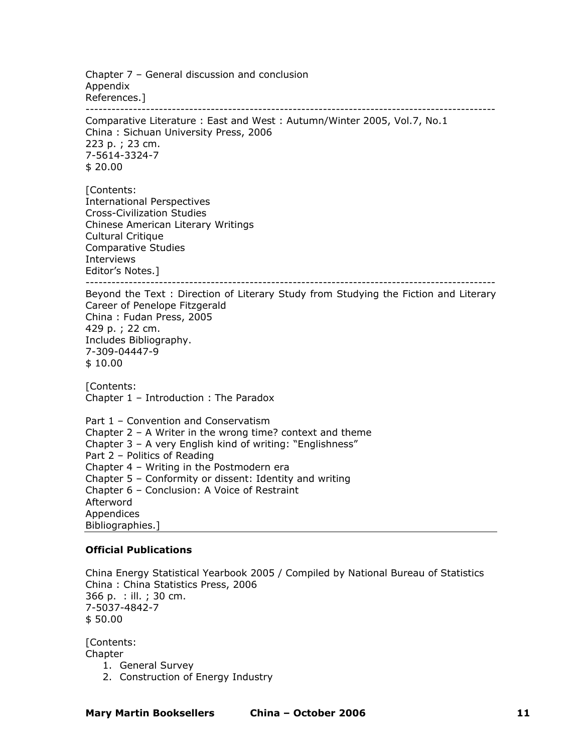Chapter 7 – General discussion and conclusion
Appendix
References.]

---

Comparative Literature : East and West : Autumn/Winter 2005, Vol.7, No.1
China : Sichuan University Press, 2006
223 p. ; 23 cm.
7-5614-3324-7
$ 20.00

[Contents:
International Perspectives
Cross-Civilization Studies
Chinese American Literary Writings
Cultural Critique
Comparative Studies
Interviews
Editor's Notes.]

---

Beyond the Text : Direction of Literary Study from Studying the Fiction and Literary Career of Penelope Fitzgerald
China : Fudan Press, 2005
429 p. ; 22 cm.
Includes Bibliography.
7-309-04447-9
$ 10.00

[Contents:
Chapter 1 – Introduction : The Paradox

Part 1 – Convention and Conservatism
Chapter 2 – A Writer in the wrong time? context and theme
Chapter 3 – A very English kind of writing: "Englishness"
Part 2 – Politics of Reading
Chapter 4 – Writing in the Postmodern era
Chapter 5 – Conformity or dissent: Identity and writing
Chapter 6 – Conclusion: A Voice of Restraint
Afterword
Appendices
Bibliographies.]

---

**Official Publications**

China Energy Statistical Yearbook 2005 / Compiled by National Bureau of Statistics
China : China Statistics Press, 2006
366 p. : ill. ; 30 cm.
7-5037-4842-7
$ 50.00

[Contents:
Chapter

1. General Survey
2. Construction of Energy Industry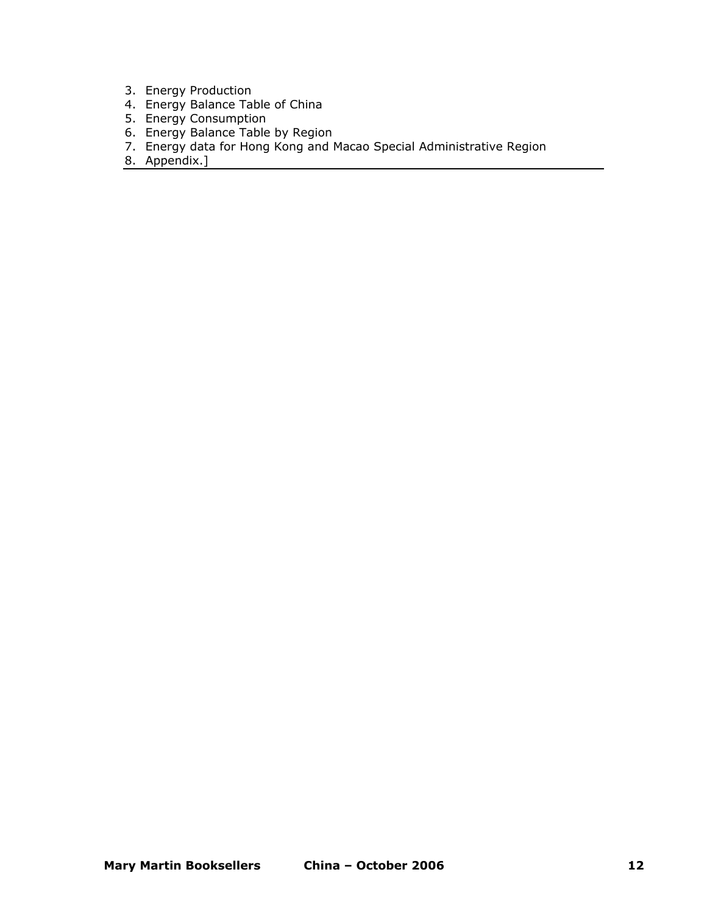3. Energy Production
4. Energy Balance Table of China
5. Energy Consumption
6. Energy Balance Table by Region
7. Energy data for Hong Kong and Macao Special Administrative Region
8. Appendix.]